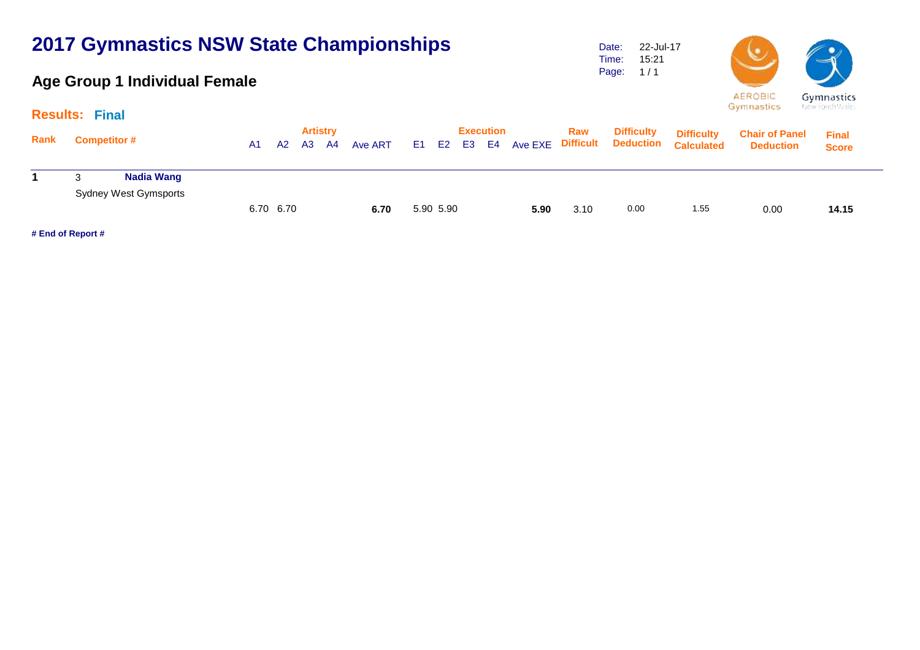# 2017 Gymnastics NSW State Championships

## Age Group 1 Individual Female

Date: 22-Jul-17
Time: 15:21

**Results: Final**

| Rank | Competitor # | | A1 | A2 | A3 | A4 | Ave ART | E1 | E2 | E3 | E4 | Ave EXE | Raw Difficult | Difficulty Deduction | Difficulty Calculated | Chair of Panel Deduction | Final Score |
|---|---|---|---|---|---|---|---|---|---|---|---|---|---|---|---|---|---|
| **1** | 3 | **Nadia Wang** Sydney West Gymsports | 6.70 | 6.70 | | | **6.70** | 5.90 | 5.90 | | | **5.90** | 3.10 | 0.00 | 1.55 | 0.00 | **14.15** |

**# End of Report #**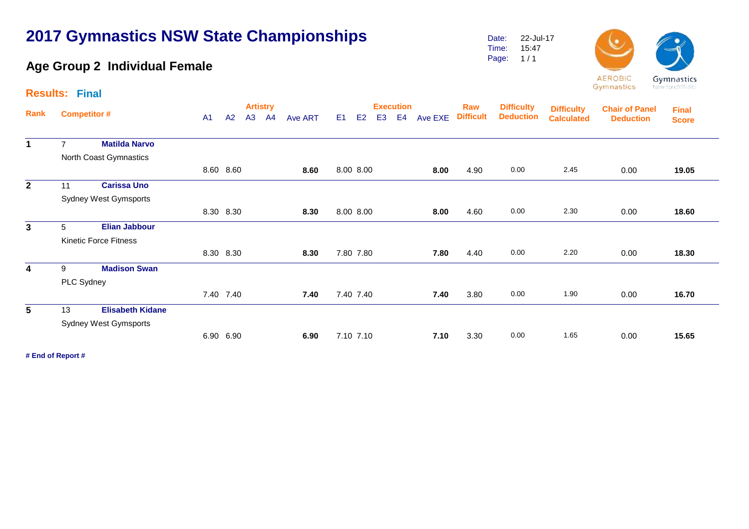# 2017 Gymnastics NSW State Championships

## Age Group 2 Individual Female

Date: 22-Jul-17
Time: 15:47
Page: 1 / 1

**Results: Final**

| Rank | Competitor # | | Artistry A1 | A2 | A3 | A4 | Ave ART | Execution E1 | E2 | E3 | E4 | Ave EXE | Raw Difficult | Difficulty Deduction | Difficulty Calculated | Chair of Panel Deduction | Final Score |
|---|---|---|---|---|---|---|---|---|---|---|---|---|---|---|---|---|---|
| 1 | 7 | **Matilda Narvo** North Coast Gymnastics | 8.60 | 8.60 | | | **8.60** | 8.00 | 8.00 | | | **8.00** | 4.90 | 0.00 | 2.45 | 0.00 | **19.05** |
| 2 | 11 | **Carissa Uno** Sydney West Gymsports | 8.30 | 8.30 | | | **8.30** | 8.00 | 8.00 | | | **8.00** | 4.60 | 0.00 | 2.30 | 0.00 | **18.60** |
| 3 | 5 | **Elian Jabbour** Kinetic Force Fitness | 8.30 | 8.30 | | | **8.30** | 7.80 | 7.80 | | | **7.80** | 4.40 | 0.00 | 2.20 | 0.00 | **18.30** |
| 4 | 9 | **Madison Swan** PLC Sydney | 7.40 | 7.40 | | | **7.40** | 7.40 | 7.40 | | | **7.40** | 3.80 | 0.00 | 1.90 | 0.00 | **16.70** |
| 5 | 13 | **Elisabeth Kidane** Sydney West Gymsports | 6.90 | 6.90 | | | **6.90** | 7.10 | 7.10 | | | **7.10** | 3.30 | 0.00 | 1.65 | 0.00 | **15.65** |

**# End of Report #**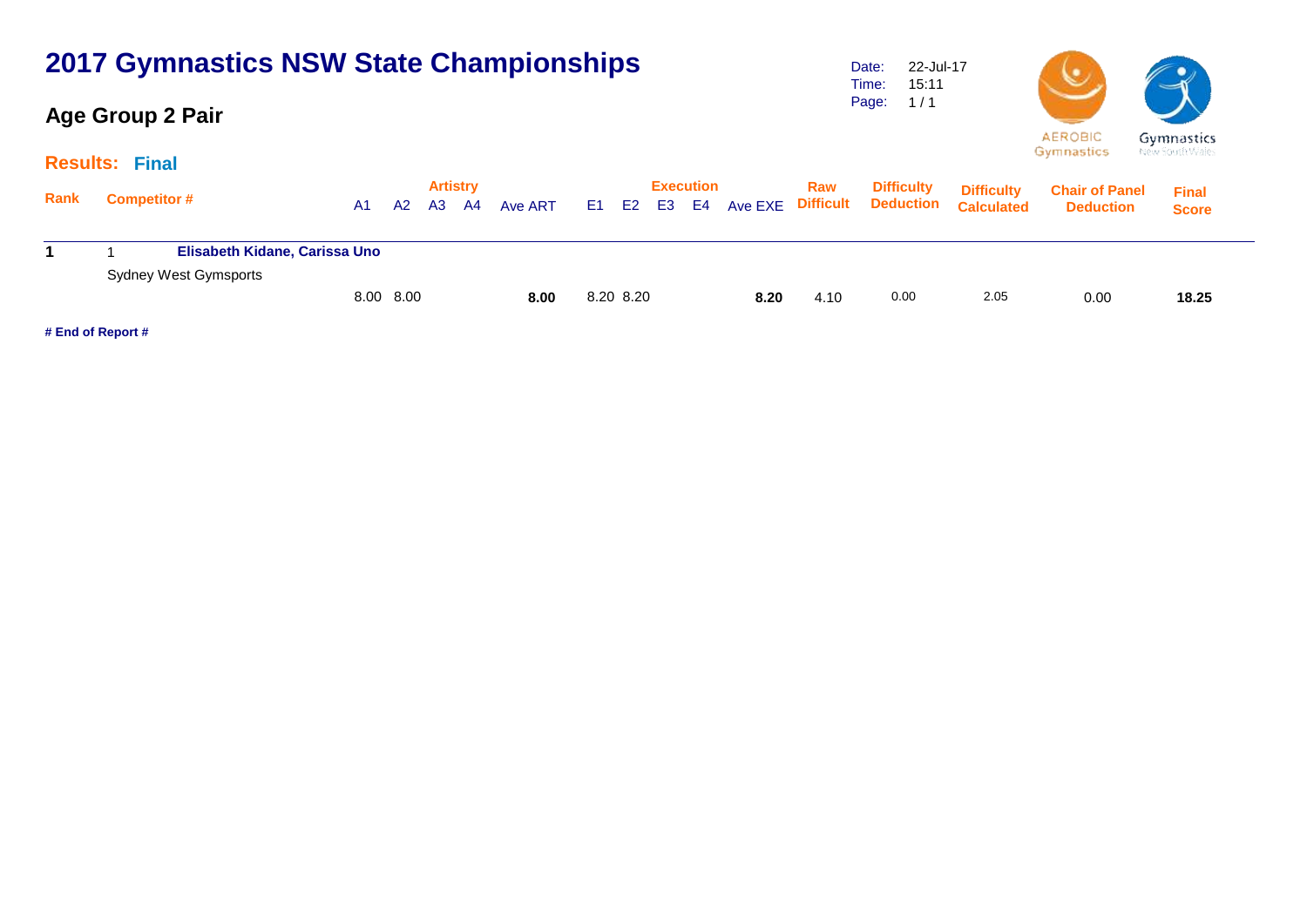# 2017 Gymnastics NSW State Championships

## Age Group 2 Pair

Date: 22-Jul-17
Time: 15:11

**Results: Final**

| Rank | Competitor # | | Artistry | | | | | Execution | | | | | Raw Difficult | Difficulty Deduction | Difficulty Calculated | Chair of Panel Deduction | Final Score |
|---|---|---|---|---|---|---|---|---|---|---|---|---|---|---|---|---|---|
| | | | A1 | A2 | A3 | A4 | Ave ART | E1 | E2 | E3 | E4 | Ave EXE | | | | | |
| **1** | 1 | **Elisabeth Kidane, Carissa Uno** | | | | | | | | | | | | | | | |
| | Sydney West Gymsports | | 8.00 | 8.00 | | | **8.00** | 8.20 | 8.20 | | | **8.20** | 4.10 | 0.00 | 2.05 | 0.00 | **18.25** |

**# End of Report #**